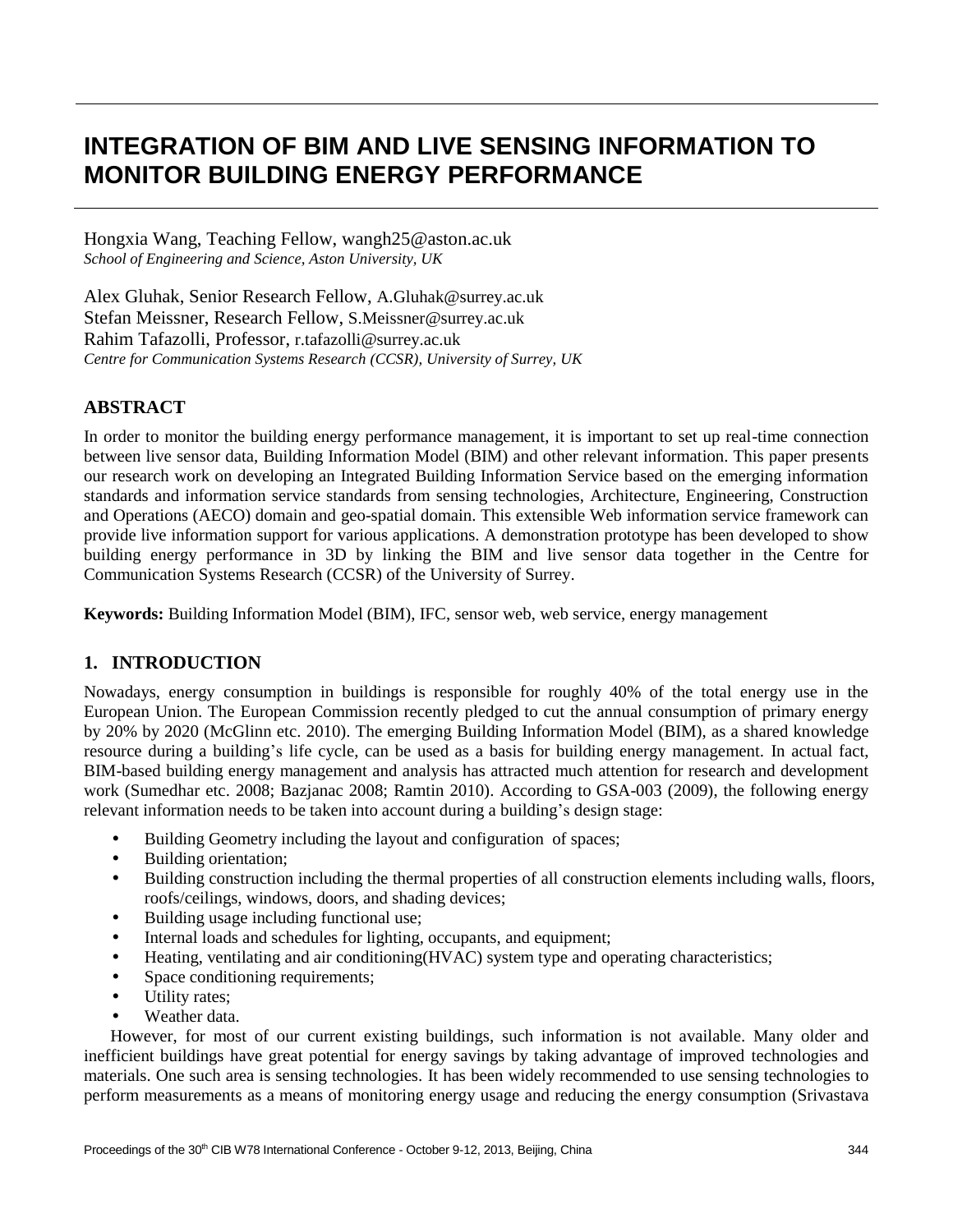# INTEGRATION OF BIM AND LIVE SENSING INFORMATION TO MONITOR BUILDING ENERGY PERFORMANCE

Hongxia Wang, Teaching Fellow, wangh25@aston.ac.uk
*School of Engineering and Science, Aston University, UK*

Alex Gluhak, Senior Research Fellow, A.Gluhak@surrey.ac.uk
Stefan Meissner, Research Fellow, S.Meissner@surrey.ac.uk
Rahim Tafazolli, Professor, r.tafazolli@surrey.ac.uk
*Centre for Communication Systems Research (CCSR), University of Surrey, UK*

## ABSTRACT

In order to monitor the building energy performance management, it is important to set up real-time connection between live sensor data, Building Information Model (BIM) and other relevant information. This paper presents our research work on developing an Integrated Building Information Service based on the emerging information standards and information service standards from sensing technologies, Architecture, Engineering, Construction and Operations (AECO) domain and geo-spatial domain. This extensible Web information service framework can provide live information support for various applications. A demonstration prototype has been developed to show building energy performance in 3D by linking the BIM and live sensor data together in the Centre for Communication Systems Research (CCSR) of the University of Surrey.

**Keywords:** Building Information Model (BIM), IFC, sensor web, web service, energy management

## 1. INTRODUCTION

Nowadays, energy consumption in buildings is responsible for roughly 40% of the total energy use in the European Union. The European Commission recently pledged to cut the annual consumption of primary energy by 20% by 2020 (McGlinn etc. 2010). The emerging Building Information Model (BIM), as a shared knowledge resource during a building's life cycle, can be used as a basis for building energy management. In actual fact, BIM-based building energy management and analysis has attracted much attention for research and development work (Sumedhar etc. 2008; Bazjanac 2008; Ramtin 2010). According to GSA-003 (2009), the following energy relevant information needs to be taken into account during a building's design stage:

- Building Geometry including the layout and configuration of spaces;
- Building orientation;
- Building construction including the thermal properties of all construction elements including walls, floors, roofs/ceilings, windows, doors, and shading devices;
- Building usage including functional use;
- Internal loads and schedules for lighting, occupants, and equipment;
- Heating, ventilating and air conditioning(HVAC) system type and operating characteristics;
- Space conditioning requirements;
- Utility rates;
- Weather data.

However, for most of our current existing buildings, such information is not available. Many older and inefficient buildings have great potential for energy savings by taking advantage of improved technologies and materials. One such area is sensing technologies. It has been widely recommended to use sensing technologies to perform measurements as a means of monitoring energy usage and reducing the energy consumption (Srivastava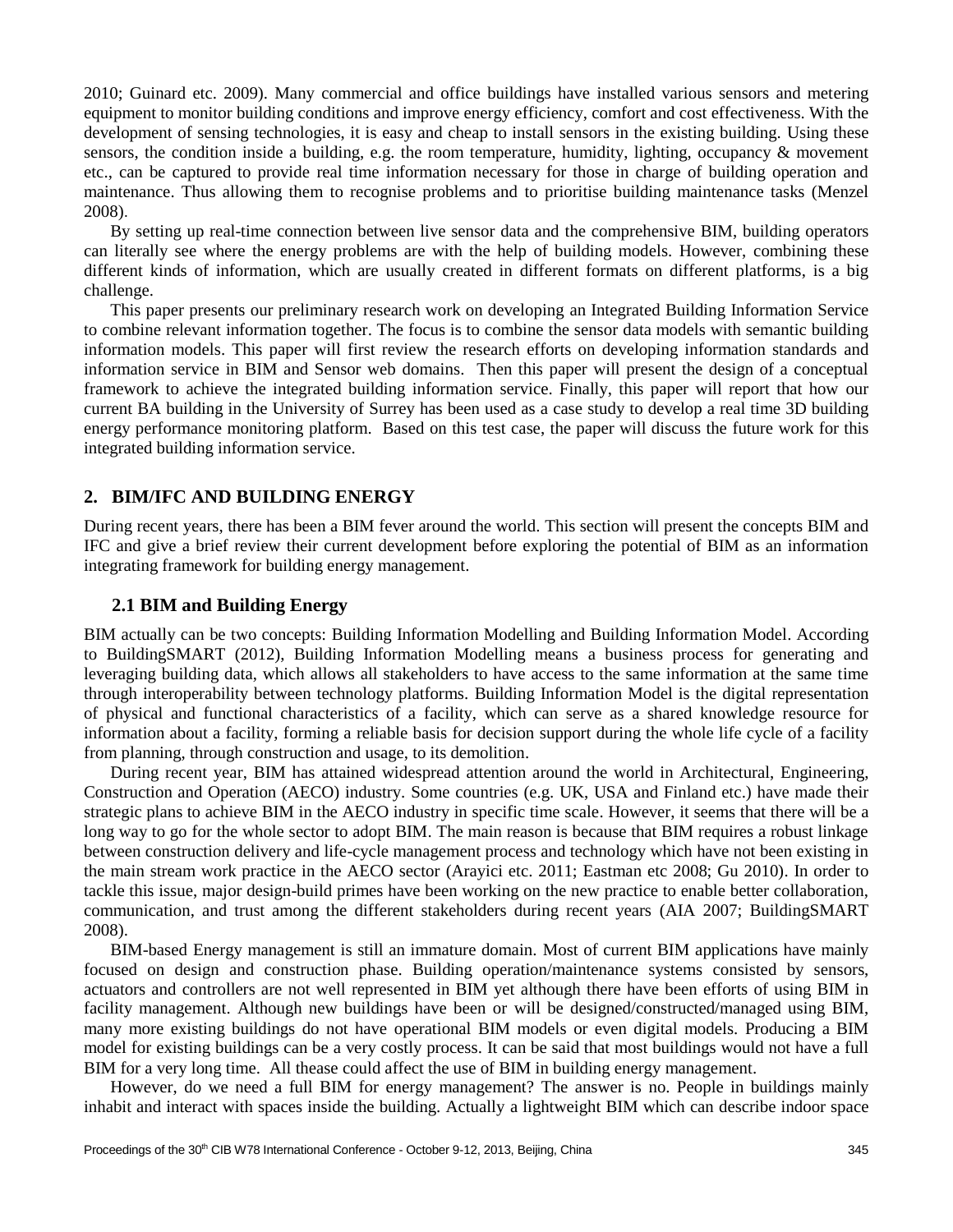2010; Guinard etc. 2009). Many commercial and office buildings have installed various sensors and metering equipment to monitor building conditions and improve energy efficiency, comfort and cost effectiveness. With the development of sensing technologies, it is easy and cheap to install sensors in the existing building. Using these sensors, the condition inside a building, e.g. the room temperature, humidity, lighting, occupancy & movement etc., can be captured to provide real time information necessary for those in charge of building operation and maintenance. Thus allowing them to recognise problems and to prioritise building maintenance tasks (Menzel 2008).

By setting up real-time connection between live sensor data and the comprehensive BIM, building operators can literally see where the energy problems are with the help of building models. However, combining these different kinds of information, which are usually created in different formats on different platforms, is a big challenge.

This paper presents our preliminary research work on developing an Integrated Building Information Service to combine relevant information together. The focus is to combine the sensor data models with semantic building information models. This paper will first review the research efforts on developing information standards and information service in BIM and Sensor web domains. Then this paper will present the design of a conceptual framework to achieve the integrated building information service. Finally, this paper will report that how our current BA building in the University of Surrey has been used as a case study to develop a real time 3D building energy performance monitoring platform. Based on this test case, the paper will discuss the future work for this integrated building information service.

## 2. BIM/IFC AND BUILDING ENERGY

During recent years, there has been a BIM fever around the world. This section will present the concepts BIM and IFC and give a brief review their current development before exploring the potential of BIM as an information integrating framework for building energy management.

### 2.1 BIM and Building Energy

BIM actually can be two concepts: Building Information Modelling and Building Information Model. According to BuildingSMART (2012), Building Information Modelling means a business process for generating and leveraging building data, which allows all stakeholders to have access to the same information at the same time through interoperability between technology platforms. Building Information Model is the digital representation of physical and functional characteristics of a facility, which can serve as a shared knowledge resource for information about a facility, forming a reliable basis for decision support during the whole life cycle of a facility from planning, through construction and usage, to its demolition.

During recent year, BIM has attained widespread attention around the world in Architectural, Engineering, Construction and Operation (AECO) industry. Some countries (e.g. UK, USA and Finland etc.) have made their strategic plans to achieve BIM in the AECO industry in specific time scale. However, it seems that there will be a long way to go for the whole sector to adopt BIM. The main reason is because that BIM requires a robust linkage between construction delivery and life-cycle management process and technology which have not been existing in the main stream work practice in the AECO sector (Arayici etc. 2011; Eastman etc 2008; Gu 2010). In order to tackle this issue, major design-build primes have been working on the new practice to enable better collaboration, communication, and trust among the different stakeholders during recent years (AIA 2007; BuildingSMART 2008).

BIM-based Energy management is still an immature domain. Most of current BIM applications have mainly focused on design and construction phase. Building operation/maintenance systems consisted by sensors, actuators and controllers are not well represented in BIM yet although there have been efforts of using BIM in facility management. Although new buildings have been or will be designed/constructed/managed using BIM, many more existing buildings do not have operational BIM models or even digital models. Producing a BIM model for existing buildings can be a very costly process. It can be said that most buildings would not have a full BIM for a very long time. All thease could affect the use of BIM in building energy management.

However, do we need a full BIM for energy management? The answer is no. People in buildings mainly inhabit and interact with spaces inside the building. Actually a lightweight BIM which can describe indoor space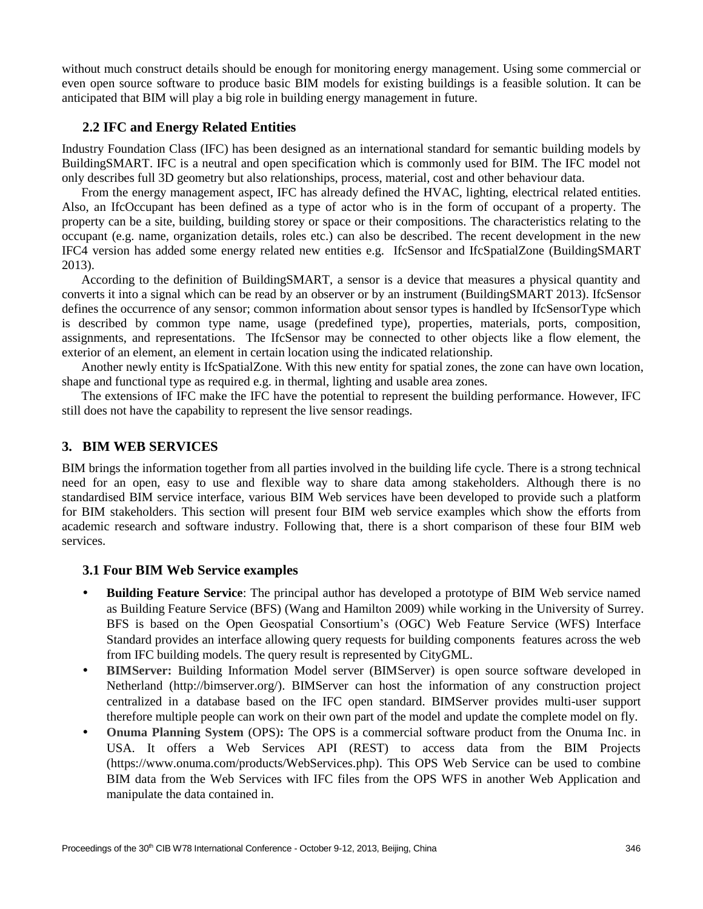without much construct details should be enough for monitoring energy management. Using some commercial or even open source software to produce basic BIM models for existing buildings is a feasible solution. It can be anticipated that BIM will play a big role in building energy management in future.

### 2.2 IFC and Energy Related Entities

Industry Foundation Class (IFC) has been designed as an international standard for semantic building models by BuildingSMART. IFC is a neutral and open specification which is commonly used for BIM. The IFC model not only describes full 3D geometry but also relationships, process, material, cost and other behaviour data.

From the energy management aspect, IFC has already defined the HVAC, lighting, electrical related entities. Also, an IfcOccupant has been defined as a type of actor who is in the form of occupant of a property. The property can be a site, building, building storey or space or their compositions. The characteristics relating to the occupant (e.g. name, organization details, roles etc.) can also be described. The recent development in the new IFC4 version has added some energy related new entities e.g. IfcSensor and IfcSpatialZone (BuildingSMART 2013).

According to the definition of BuildingSMART, a sensor is a device that measures a physical quantity and converts it into a signal which can be read by an observer or by an instrument (BuildingSMART 2013). IfcSensor defines the occurrence of any sensor; common information about sensor types is handled by IfcSensorType which is described by common type name, usage (predefined type), properties, materials, ports, composition, assignments, and representations. The IfcSensor may be connected to other objects like a flow element, the exterior of an element, an element in certain location using the indicated relationship.

Another newly entity is IfcSpatialZone. With this new entity for spatial zones, the zone can have own location, shape and functional type as required e.g. in thermal, lighting and usable area zones.

The extensions of IFC make the IFC have the potential to represent the building performance. However, IFC still does not have the capability to represent the live sensor readings.

## 3. BIM WEB SERVICES

BIM brings the information together from all parties involved in the building life cycle. There is a strong technical need for an open, easy to use and flexible way to share data among stakeholders. Although there is no standardised BIM service interface, various BIM Web services have been developed to provide such a platform for BIM stakeholders. This section will present four BIM web service examples which show the efforts from academic research and software industry. Following that, there is a short comparison of these four BIM web services.

### 3.1 Four BIM Web Service examples

- **Building Feature Service**: The principal author has developed a prototype of BIM Web service named as Building Feature Service (BFS) (Wang and Hamilton 2009) while working in the University of Surrey. BFS is based on the Open Geospatial Consortium's (OGC) Web Feature Service (WFS) Interface Standard provides an interface allowing query requests for building components features across the web from IFC building models. The query result is represented by CityGML.
- **BIMServer:** Building Information Model server (BIMServer) is open source software developed in Netherland (http://bimserver.org/). BIMServer can host the information of any construction project centralized in a database based on the IFC open standard. BIMServer provides multi-user support therefore multiple people can work on their own part of the model and update the complete model on fly.
- **Onuma Planning System** (OPS)**:** The OPS is a commercial software product from the Onuma Inc. in USA. It offers a Web Services API (REST) to access data from the BIM Projects (https://www.onuma.com/products/WebServices.php). This OPS Web Service can be used to combine BIM data from the Web Services with IFC files from the OPS WFS in another Web Application and manipulate the data contained in.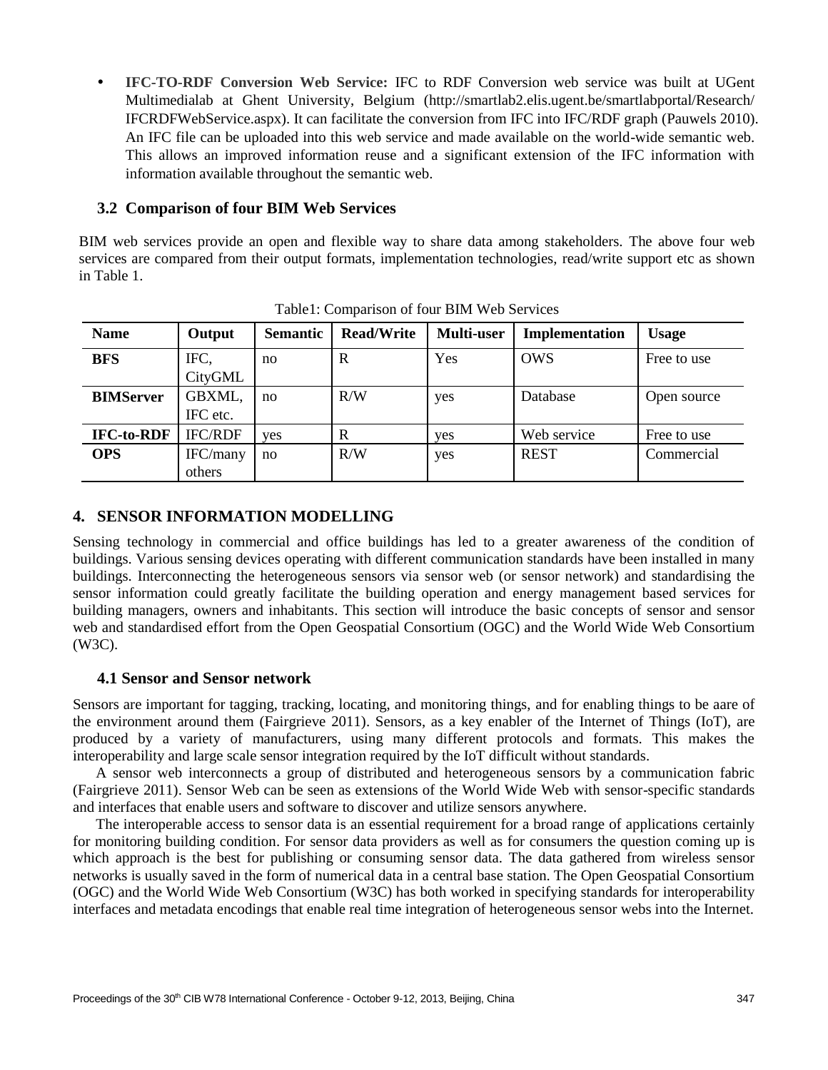- **IFC-TO-RDF Conversion Web Service:** IFC to RDF Conversion web service was built at UGent Multimedialab at Ghent University, Belgium (http://smartlab2.elis.ugent.be/smartlabportal/Research/IFCRDFWebService.aspx). It can facilitate the conversion from IFC into IFC/RDF graph (Pauwels 2010). An IFC file can be uploaded into this web service and made available on the world-wide semantic web. This allows an improved information reuse and a significant extension of the IFC information with information available throughout the semantic web.

### 3.2 Comparison of four BIM Web Services

BIM web services provide an open and flexible way to share data among stakeholders. The above four web services are compared from their output formats, implementation technologies, read/write support etc as shown in Table 1.

Table1: Comparison of four BIM Web Services

| Name | Output | Semantic | Read/Write | Multi-user | Implementation | Usage |
|---|---|---|---|---|---|---|
| **BFS** | IFC, CityGML | no | R | Yes | OWS | Free to use |
| **BIMServer** | GBXML, IFC etc. | no | R/W | yes | Database | Open source |
| **IFC-to-RDF** | IFC/RDF | yes | R | yes | Web service | Free to use |
| **OPS** | IFC/many others | no | R/W | yes | REST | Commercial |

## 4. SENSOR INFORMATION MODELLING

Sensing technology in commercial and office buildings has led to a greater awareness of the condition of buildings. Various sensing devices operating with different communication standards have been installed in many buildings. Interconnecting the heterogeneous sensors via sensor web (or sensor network) and standardising the sensor information could greatly facilitate the building operation and energy management based services for building managers, owners and inhabitants. This section will introduce the basic concepts of sensor and sensor web and standardised effort from the Open Geospatial Consortium (OGC) and the World Wide Web Consortium (W3C).

### 4.1 Sensor and Sensor network

Sensors are important for tagging, tracking, locating, and monitoring things, and for enabling things to be aare of the environment around them (Fairgrieve 2011). Sensors, as a key enabler of the Internet of Things (IoT), are produced by a variety of manufacturers, using many different protocols and formats. This makes the interoperability and large scale sensor integration required by the IoT difficult without standards.

A sensor web interconnects a group of distributed and heterogeneous sensors by a communication fabric (Fairgrieve 2011). Sensor Web can be seen as extensions of the World Wide Web with sensor-specific standards and interfaces that enable users and software to discover and utilize sensors anywhere.

The interoperable access to sensor data is an essential requirement for a broad range of applications certainly for monitoring building condition. For sensor data providers as well as for consumers the question coming up is which approach is the best for publishing or consuming sensor data. The data gathered from wireless sensor networks is usually saved in the form of numerical data in a central base station. The Open Geospatial Consortium (OGC) and the World Wide Web Consortium (W3C) has both worked in specifying standards for interoperability interfaces and metadata encodings that enable real time integration of heterogeneous sensor webs into the Internet.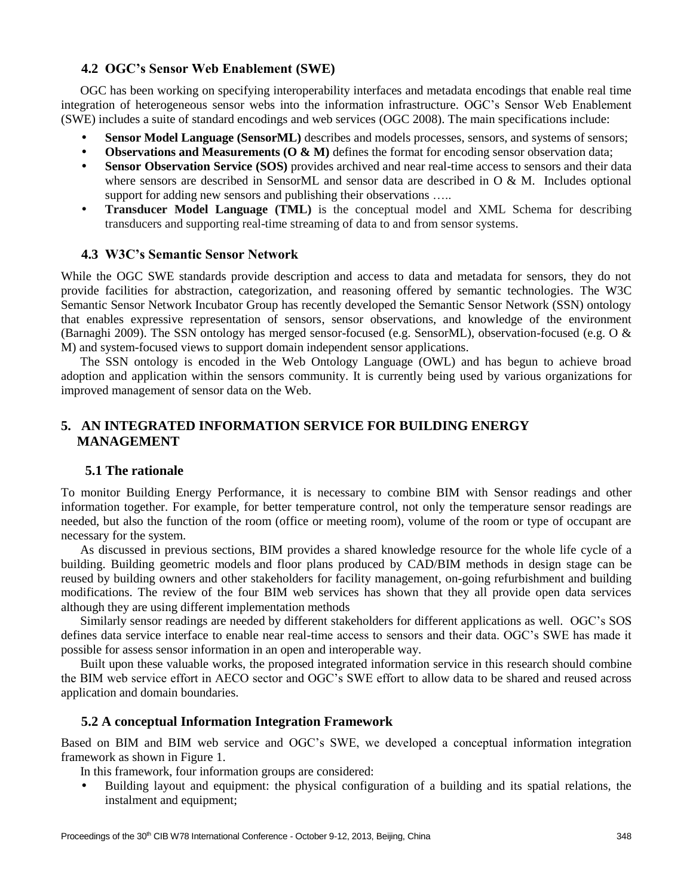### 4.2 OGC's Sensor Web Enablement (SWE)

OGC has been working on specifying interoperability interfaces and metadata encodings that enable real time integration of heterogeneous sensor webs into the information infrastructure. OGC's Sensor Web Enablement (SWE) includes a suite of standard encodings and web services (OGC 2008). The main specifications include:

- **Sensor Model Language (SensorML)** describes and models processes, sensors, and systems of sensors;
- **Observations and Measurements (O & M)** defines the format for encoding sensor observation data;
- **Sensor Observation Service (SOS)** provides archived and near real-time access to sensors and their data where sensors are described in SensorML and sensor data are described in O & M. Includes optional support for adding new sensors and publishing their observations …..
- **Transducer Model Language (TML)** is the conceptual model and XML Schema for describing transducers and supporting real-time streaming of data to and from sensor systems.

### 4.3 W3C's Semantic Sensor Network

While the OGC SWE standards provide description and access to data and metadata for sensors, they do not provide facilities for abstraction, categorization, and reasoning offered by semantic technologies. The W3C Semantic Sensor Network Incubator Group has recently developed the Semantic Sensor Network (SSN) ontology that enables expressive representation of sensors, sensor observations, and knowledge of the environment (Barnaghi 2009). The SSN ontology has merged sensor-focused (e.g. SensorML), observation-focused (e.g. O & M) and system-focused views to support domain independent sensor applications.

The SSN ontology is encoded in the Web Ontology Language (OWL) and has begun to achieve broad adoption and application within the sensors community. It is currently being used by various organizations for improved management of sensor data on the Web.

## 5. AN INTEGRATED INFORMATION SERVICE FOR BUILDING ENERGY MANAGEMENT

### 5.1 The rationale

To monitor Building Energy Performance, it is necessary to combine BIM with Sensor readings and other information together. For example, for better temperature control, not only the temperature sensor readings are needed, but also the function of the room (office or meeting room), volume of the room or type of occupant are necessary for the system.

As discussed in previous sections, BIM provides a shared knowledge resource for the whole life cycle of a building. Building geometric models and floor plans produced by CAD/BIM methods in design stage can be reused by building owners and other stakeholders for facility management, on-going refurbishment and building modifications. The review of the four BIM web services has shown that they all provide open data services although they are using different implementation methods

Similarly sensor readings are needed by different stakeholders for different applications as well. OGC's SOS defines data service interface to enable near real-time access to sensors and their data. OGC's SWE has made it possible for assess sensor information in an open and interoperable way.

Built upon these valuable works, the proposed integrated information service in this research should combine the BIM web service effort in AECO sector and OGC's SWE effort to allow data to be shared and reused across application and domain boundaries.

### 5.2 A conceptual Information Integration Framework

Based on BIM and BIM web service and OGC's SWE, we developed a conceptual information integration framework as shown in Figure 1.

In this framework, four information groups are considered:

- Building layout and equipment: the physical configuration of a building and its spatial relations, the instalment and equipment;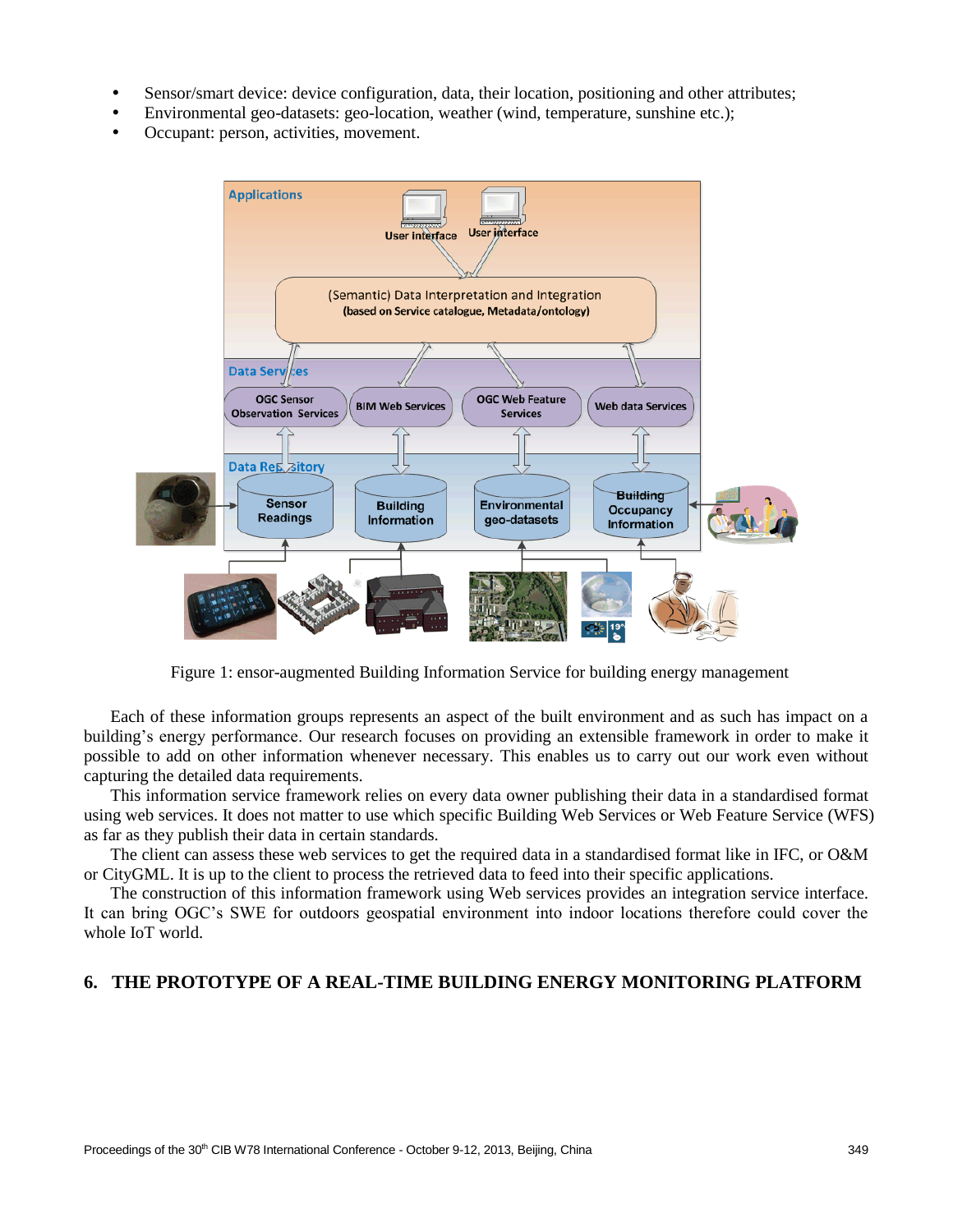- Sensor/smart device: device configuration, data, their location, positioning and other attributes;
- Environmental geo-datasets: geo-location, weather (wind, temperature, sunshine etc.);
- Occupant: person, activities, movement.

Figure 1: ensor-augmented Building Information Service for building energy management

Each of these information groups represents an aspect of the built environment and as such has impact on a building's energy performance. Our research focuses on providing an extensible framework in order to make it possible to add on other information whenever necessary. This enables us to carry out our work even without capturing the detailed data requirements.

This information service framework relies on every data owner publishing their data in a standardised format using web services. It does not matter to use which specific Building Web Services or Web Feature Service (WFS) as far as they publish their data in certain standards.

The client can assess these web services to get the required data in a standardised format like in IFC, or O&M or CityGML. It is up to the client to process the retrieved data to feed into their specific applications.

The construction of this information framework using Web services provides an integration service interface. It can bring OGC's SWE for outdoors geospatial environment into indoor locations therefore could cover the whole IoT world.

## 6. THE PROTOTYPE OF A REAL-TIME BUILDING ENERGY MONITORING PLATFORM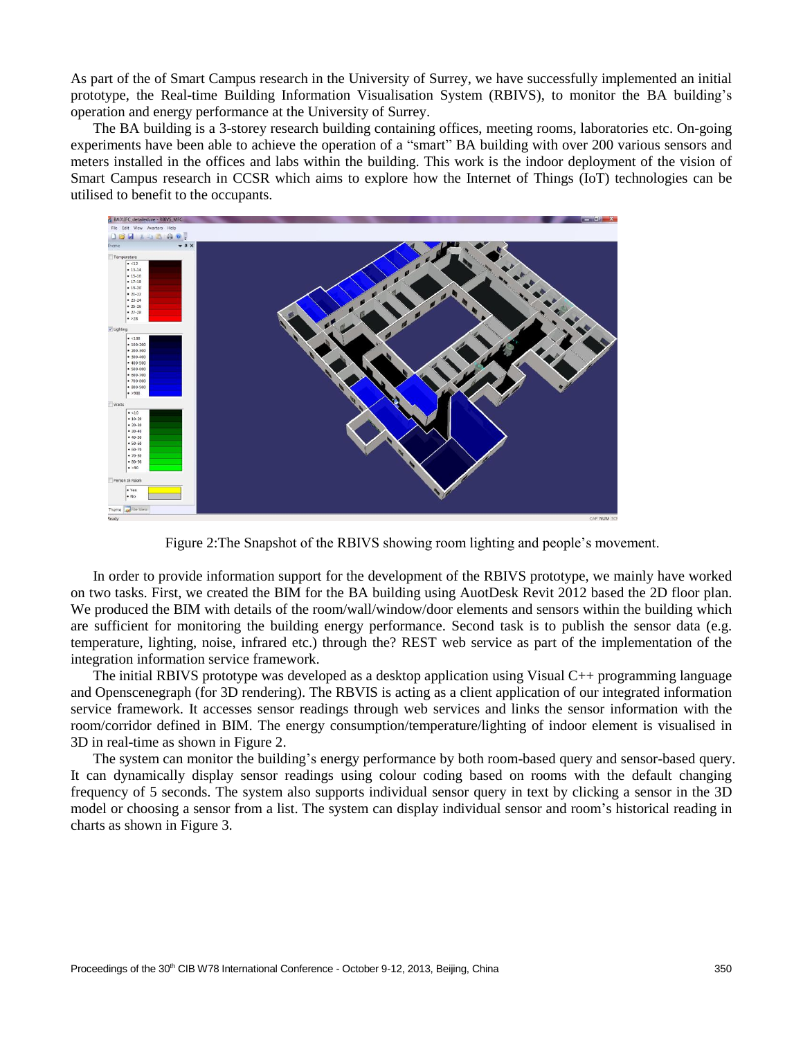As part of the of Smart Campus research in the University of Surrey, we have successfully implemented an initial prototype, the Real-time Building Information Visualisation System (RBIVS), to monitor the BA building's operation and energy performance at the University of Surrey.

The BA building is a 3-storey research building containing offices, meeting rooms, laboratories etc. On-going experiments have been able to achieve the operation of a "smart" BA building with over 200 various sensors and meters installed in the offices and labs within the building. This work is the indoor deployment of the vision of Smart Campus research in CCSR which aims to explore how the Internet of Things (IoT) technologies can be utilised to benefit to the occupants.

Figure 2:The Snapshot of the RBIVS showing room lighting and people's movement.

In order to provide information support for the development of the RBIVS prototype, we mainly have worked on two tasks. First, we created the BIM for the BA building using AuotDesk Revit 2012 based the 2D floor plan. We produced the BIM with details of the room/wall/window/door elements and sensors within the building which are sufficient for monitoring the building energy performance. Second task is to publish the sensor data (e.g. temperature, lighting, noise, infrared etc.) through the? REST web service as part of the implementation of the integration information service framework.

The initial RBIVS prototype was developed as a desktop application using Visual C++ programming language and Openscenegraph (for 3D rendering). The RBVIS is acting as a client application of our integrated information service framework. It accesses sensor readings through web services and links the sensor information with the room/corridor defined in BIM. The energy consumption/temperature/lighting of indoor element is visualised in 3D in real-time as shown in Figure 2.

The system can monitor the building's energy performance by both room-based query and sensor-based query. It can dynamically display sensor readings using colour coding based on rooms with the default changing frequency of 5 seconds. The system also supports individual sensor query in text by clicking a sensor in the 3D model or choosing a sensor from a list. The system can display individual sensor and room's historical reading in charts as shown in Figure 3.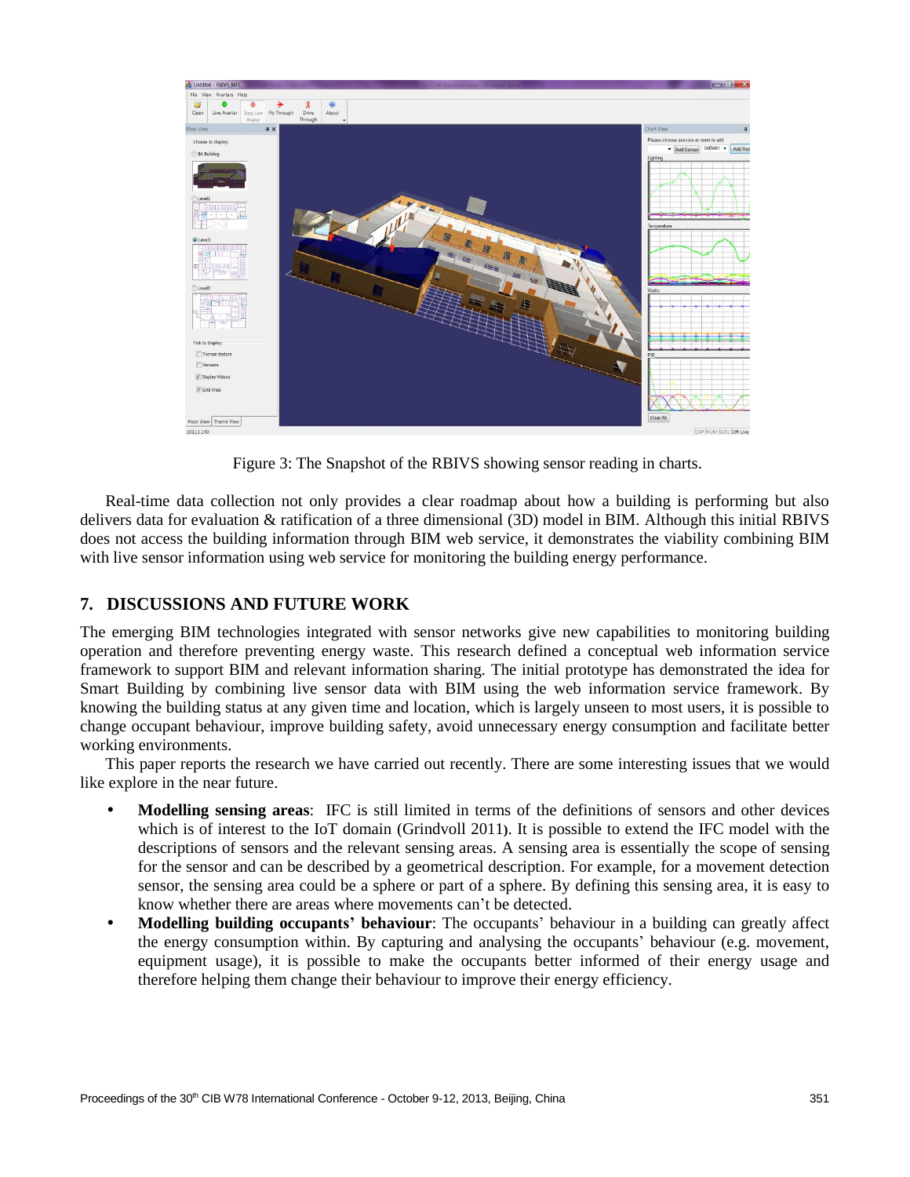Figure 3: The Snapshot of the RBIVS showing sensor reading in charts.

Real-time data collection not only provides a clear roadmap about how a building is performing but also delivers data for evaluation & ratification of a three dimensional (3D) model in BIM. Although this initial RBIVS does not access the building information through BIM web service, it demonstrates the viability combining BIM with live sensor information using web service for monitoring the building energy performance.

## 7. DISCUSSIONS AND FUTURE WORK

The emerging BIM technologies integrated with sensor networks give new capabilities to monitoring building operation and therefore preventing energy waste. This research defined a conceptual web information service framework to support BIM and relevant information sharing. The initial prototype has demonstrated the idea for Smart Building by combining live sensor data with BIM using the web information service framework. By knowing the building status at any given time and location, which is largely unseen to most users, it is possible to change occupant behaviour, improve building safety, avoid unnecessary energy consumption and facilitate better working environments.

This paper reports the research we have carried out recently. There are some interesting issues that we would like explore in the near future.

- **Modelling sensing areas**: IFC is still limited in terms of the definitions of sensors and other devices which is of interest to the IoT domain (Grindvoll 2011). It is possible to extend the IFC model with the descriptions of sensors and the relevant sensing areas. A sensing area is essentially the scope of sensing for the sensor and can be described by a geometrical description. For example, for a movement detection sensor, the sensing area could be a sphere or part of a sphere. By defining this sensing area, it is easy to know whether there are areas where movements can't be detected.
- **Modelling building occupants' behaviour**: The occupants' behaviour in a building can greatly affect the energy consumption within. By capturing and analysing the occupants' behaviour (e.g. movement, equipment usage), it is possible to make the occupants better informed of their energy usage and therefore helping them change their behaviour to improve their energy efficiency.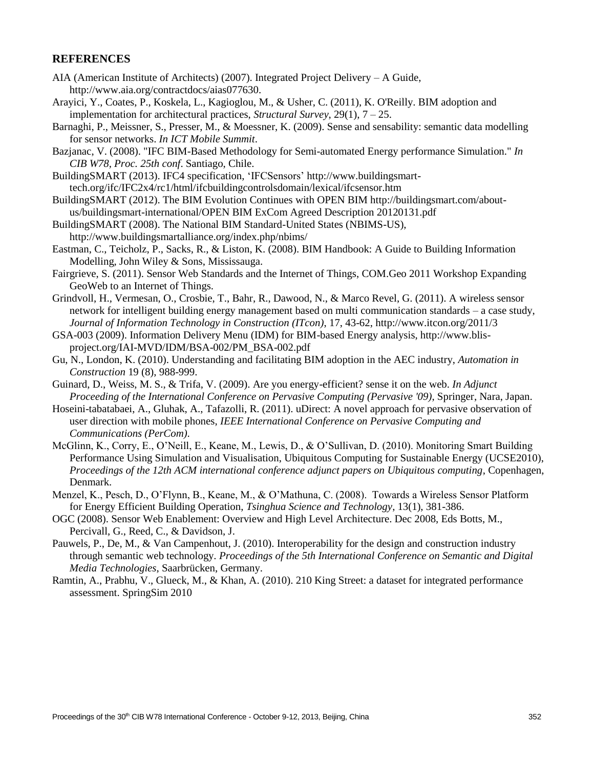## REFERENCES

AIA (American Institute of Architects) (2007). Integrated Project Delivery – A Guide, http://www.aia.org/contractdocs/aias077630.

Arayici, Y., Coates, P., Koskela, L., Kagioglou, M., & Usher, C. (2011), K. O'Reilly. BIM adoption and implementation for architectural practices, *Structural Survey*, 29(1), 7 – 25.

Barnaghi, P., Meissner, S., Presser, M., & Moessner, K. (2009). Sense and sensability: semantic data modelling for sensor networks. *In ICT Mobile Summit*.

Bazjanac, V. (2008). "IFC BIM-Based Methodology for Semi-automated Energy performance Simulation." *In CIB W78, Proc. 25th conf*. Santiago, Chile.

BuildingSMART (2013). IFC4 specification, 'IFCSensors' http://www.buildingsmart-tech.org/ifc/IFC2x4/rc1/html/ifcbuildingcontrolsdomain/lexical/ifcsensor.htm

BuildingSMART (2012). The BIM Evolution Continues with OPEN BIM http://buildingsmart.com/about-us/buildingsmart-international/OPEN BIM ExCom Agreed Description 20120131.pdf

BuildingSMART (2008). The National BIM Standard-United States (NBIMS-US), http://www.buildingsmartalliance.org/index.php/nbims/

Eastman, C., Teicholz, P., Sacks, R., & Liston, K. (2008). BIM Handbook: A Guide to Building Information Modelling, John Wiley & Sons, Mississauga.

Fairgrieve, S. (2011). Sensor Web Standards and the Internet of Things, COM.Geo 2011 Workshop Expanding GeoWeb to an Internet of Things.

Grindvoll, H., Vermesan, O., Crosbie, T., Bahr, R., Dawood, N., & Marco Revel, G. (2011). A wireless sensor network for intelligent building energy management based on multi communication standards – a case study, *Journal of Information Technology in Construction (ITcon)*, 17, 43-62, http://www.itcon.org/2011/3

GSA-003 (2009). Information Delivery Menu (IDM) for BIM-based Energy analysis, http://www.blis-project.org/IAI-MVD/IDM/BSA-002/PM_BSA-002.pdf

Gu, N., London, K. (2010). Understanding and facilitating BIM adoption in the AEC industry, *Automation in Construction* 19 (8), 988-999.

Guinard, D., Weiss, M. S., & Trifa, V. (2009). Are you energy-efficient? sense it on the web. *In Adjunct Proceeding of the International Conference on Pervasive Computing (Pervasive '09)*, Springer, Nara, Japan.

Hoseini-tabatabaei, A., Gluhak, A., Tafazolli, R. (2011). uDirect: A novel approach for pervasive observation of user direction with mobile phones, *IEEE International Conference on Pervasive Computing and Communications (PerCom).*

McGlinn, K., Corry, E., O'Neill, E., Keane, M., Lewis, D., & O'Sullivan, D. (2010). Monitoring Smart Building Performance Using Simulation and Visualisation, Ubiquitous Computing for Sustainable Energy (UCSE2010), *Proceedings of the 12th ACM international conference adjunct papers on Ubiquitous computing*, Copenhagen, Denmark.

Menzel, K., Pesch, D., O'Flynn, B., Keane, M., & O'Mathuna, C. (2008). Towards a Wireless Sensor Platform for Energy Efficient Building Operation, *Tsinghua Science and Technology*, 13(1), 381-386.

OGC (2008). Sensor Web Enablement: Overview and High Level Architecture. Dec 2008, Eds Botts, M., Percivall, G., Reed, C., & Davidson, J.

Pauwels, P., De, M., & Van Campenhout, J. (2010). Interoperability for the design and construction industry through semantic web technology. *Proceedings of the 5th International Conference on Semantic and Digital Media Technologies*, Saarbrücken, Germany.

Ramtin, A., Prabhu, V., Glueck, M., & Khan, A. (2010). 210 King Street: a dataset for integrated performance assessment. SpringSim 2010